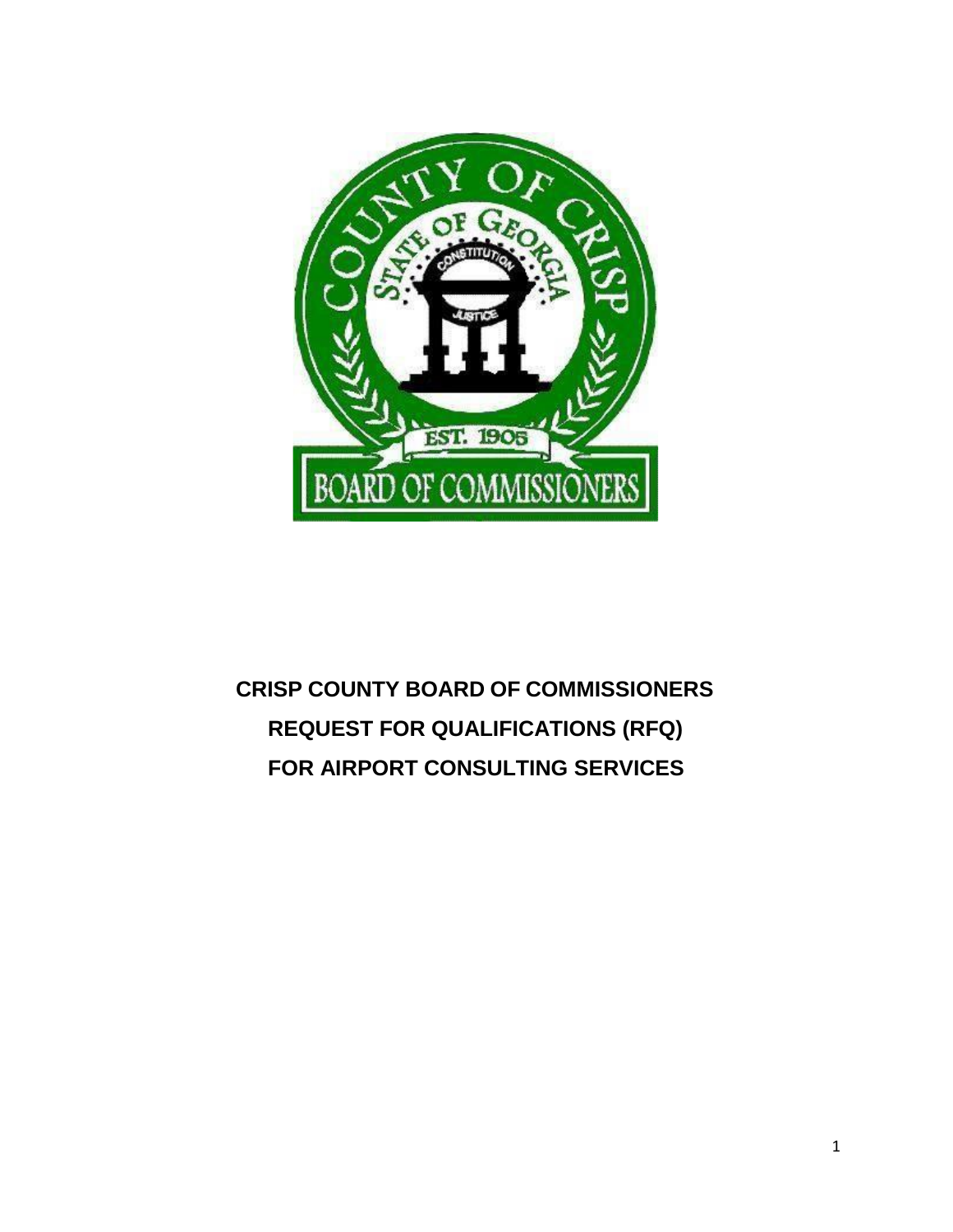# CRISP COUNTY BOARD OF COMMISSIONERS

# REQUEST FOR QUALIFICATIONS (RFQ)

# FOR AIRPORT CONSULTING SERVICES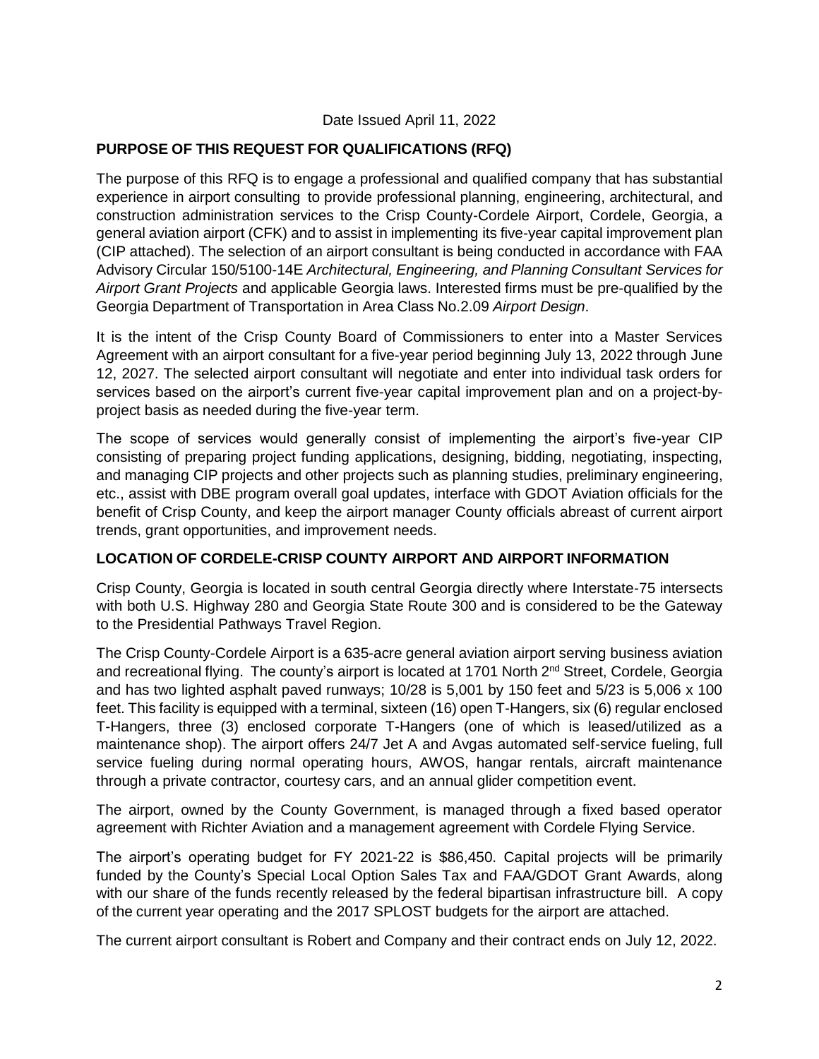Date Issued April 11, 2022

## PURPOSE OF THIS REQUEST FOR QUALIFICATIONS (RFQ)

The purpose of this RFQ is to engage a professional and qualified company that has substantial experience in airport consulting to provide professional planning, engineering, architectural, and construction administration services to the Crisp County-Cordele Airport, Cordele, Georgia, a general aviation airport (CFK) and to assist in implementing its five-year capital improvement plan (CIP attached). The selection of an airport consultant is being conducted in accordance with FAA Advisory Circular 150/5100-14E *Architectural, Engineering, and Planning Consultant Services for Airport Grant Projects* and applicable Georgia laws. Interested firms must be pre-qualified by the Georgia Department of Transportation in Area Class No.2.09 *Airport Design*.

It is the intent of the Crisp County Board of Commissioners to enter into a Master Services Agreement with an airport consultant for a five-year period beginning July 13, 2022 through June 12, 2027. The selected airport consultant will negotiate and enter into individual task orders for services based on the airport's current five-year capital improvement plan and on a project-by-project basis as needed during the five-year term.

The scope of services would generally consist of implementing the airport's five-year CIP consisting of preparing project funding applications, designing, bidding, negotiating, inspecting, and managing CIP projects and other projects such as planning studies, preliminary engineering, etc., assist with DBE program overall goal updates, interface with GDOT Aviation officials for the benefit of Crisp County, and keep the airport manager County officials abreast of current airport trends, grant opportunities, and improvement needs.

## LOCATION OF CORDELE-CRISP COUNTY AIRPORT AND AIRPORT INFORMATION

Crisp County, Georgia is located in south central Georgia directly where Interstate-75 intersects with both U.S. Highway 280 and Georgia State Route 300 and is considered to be the Gateway to the Presidential Pathways Travel Region.

The Crisp County-Cordele Airport is a 635-acre general aviation airport serving business aviation and recreational flying. The county's airport is located at 1701 North 2nd Street, Cordele, Georgia and has two lighted asphalt paved runways; 10/28 is 5,001 by 150 feet and 5/23 is 5,006 x 100 feet. This facility is equipped with a terminal, sixteen (16) open T-Hangers, six (6) regular enclosed T-Hangers, three (3) enclosed corporate T-Hangers (one of which is leased/utilized as a maintenance shop). The airport offers 24/7 Jet A and Avgas automated self-service fueling, full service fueling during normal operating hours, AWOS, hangar rentals, aircraft maintenance through a private contractor, courtesy cars, and an annual glider competition event.

The airport, owned by the County Government, is managed through a fixed based operator agreement with Richter Aviation and a management agreement with Cordele Flying Service.

The airport's operating budget for FY 2021-22 is $86,450. Capital projects will be primarily funded by the County's Special Local Option Sales Tax and FAA/GDOT Grant Awards, along with our share of the funds recently released by the federal bipartisan infrastructure bill. A copy of the current year operating and the 2017 SPLOST budgets for the airport are attached.

The current airport consultant is Robert and Company and their contract ends on July 12, 2022.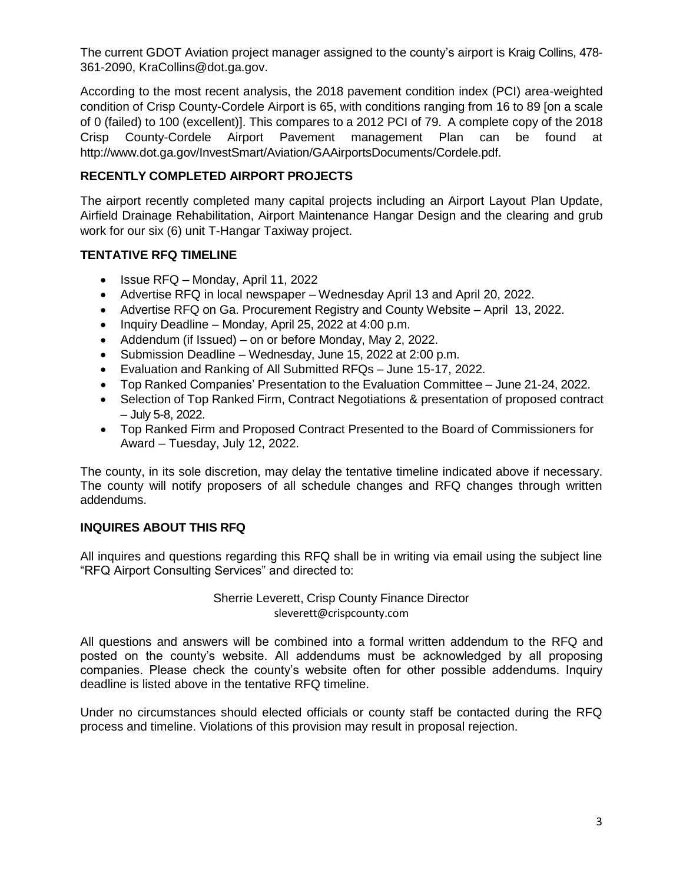The current GDOT Aviation project manager assigned to the county's airport is Kraig Collins, 478-361-2090, KraCollins@dot.ga.gov.

According to the most recent analysis, the 2018 pavement condition index (PCI) area-weighted condition of Crisp County-Cordele Airport is 65, with conditions ranging from 16 to 89 [on a scale of 0 (failed) to 100 (excellent)]. This compares to a 2012 PCI of 79. A complete copy of the 2018 Crisp County-Cordele Airport Pavement management Plan can be found at http://www.dot.ga.gov/InvestSmart/Aviation/GAAirportsDocuments/Cordele.pdf.

## RECENTLY COMPLETED AIRPORT PROJECTS

The airport recently completed many capital projects including an Airport Layout Plan Update, Airfield Drainage Rehabilitation, Airport Maintenance Hangar Design and the clearing and grub work for our six (6) unit T-Hangar Taxiway project.

## TENTATIVE RFQ TIMELINE

- Issue RFQ – Monday, April 11, 2022
- Advertise RFQ in local newspaper – Wednesday April 13 and April 20, 2022.
- Advertise RFQ on Ga. Procurement Registry and County Website – April 13, 2022.
- Inquiry Deadline – Monday, April 25, 2022 at 4:00 p.m.
- Addendum (if Issued) – on or before Monday, May 2, 2022.
- Submission Deadline – Wednesday, June 15, 2022 at 2:00 p.m.
- Evaluation and Ranking of All Submitted RFQs – June 15-17, 2022.
- Top Ranked Companies' Presentation to the Evaluation Committee – June 21-24, 2022.
- Selection of Top Ranked Firm, Contract Negotiations & presentation of proposed contract – July 5-8, 2022.
- Top Ranked Firm and Proposed Contract Presented to the Board of Commissioners for Award – Tuesday, July 12, 2022.

The county, in its sole discretion, may delay the tentative timeline indicated above if necessary. The county will notify proposers of all schedule changes and RFQ changes through written addendums.

## INQUIRES ABOUT THIS RFQ

All inquires and questions regarding this RFQ shall be in writing via email using the subject line "RFQ Airport Consulting Services" and directed to:

Sherrie Leverett, Crisp County Finance Director
sleverett@crispcounty.com

All questions and answers will be combined into a formal written addendum to the RFQ and posted on the county's website. All addendums must be acknowledged by all proposing companies. Please check the county's website often for other possible addendums. Inquiry deadline is listed above in the tentative RFQ timeline.

Under no circumstances should elected officials or county staff be contacted during the RFQ process and timeline. Violations of this provision may result in proposal rejection.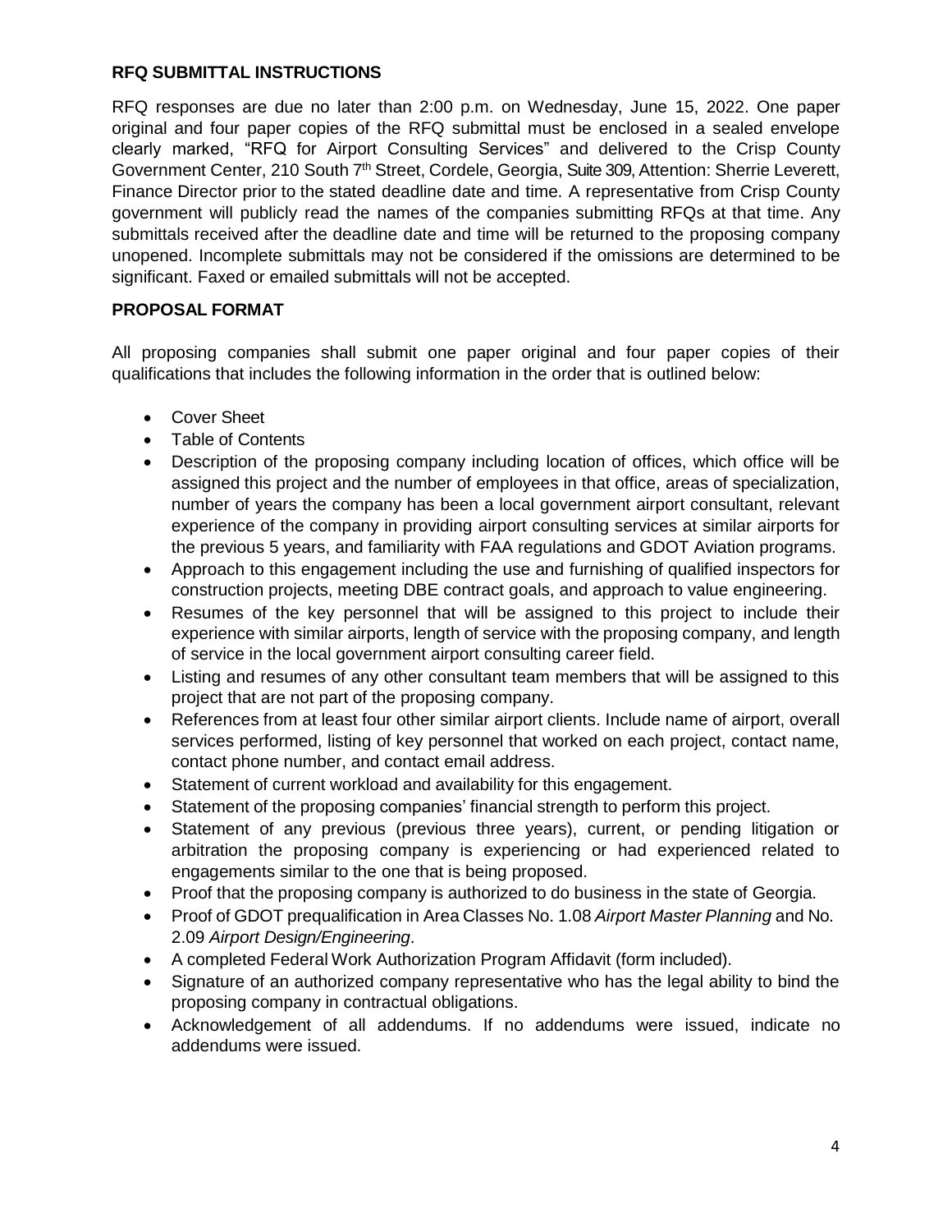**RFQ SUBMITTAL INSTRUCTIONS**

RFQ responses are due no later than 2:00 p.m. on Wednesday, June 15, 2022. One paper original and four paper copies of the RFQ submittal must be enclosed in a sealed envelope clearly marked, "RFQ for Airport Consulting Services" and delivered to the Crisp County Government Center, 210 South 7th Street, Cordele, Georgia, Suite 309, Attention: Sherrie Leverett, Finance Director prior to the stated deadline date and time. A representative from Crisp County government will publicly read the names of the companies submitting RFQs at that time. Any submittals received after the deadline date and time will be returned to the proposing company unopened. Incomplete submittals may not be considered if the omissions are determined to be significant. Faxed or emailed submittals will not be accepted.

**PROPOSAL FORMAT**

All proposing companies shall submit one paper original and four paper copies of their qualifications that includes the following information in the order that is outlined below:

- Cover Sheet
- Table of Contents
- Description of the proposing company including location of offices, which office will be assigned this project and the number of employees in that office, areas of specialization, number of years the company has been a local government airport consultant, relevant experience of the company in providing airport consulting services at similar airports for the previous 5 years, and familiarity with FAA regulations and GDOT Aviation programs.
- Approach to this engagement including the use and furnishing of qualified inspectors for construction projects, meeting DBE contract goals, and approach to value engineering.
- Resumes of the key personnel that will be assigned to this project to include their experience with similar airports, length of service with the proposing company, and length of service in the local government airport consulting career field.
- Listing and resumes of any other consultant team members that will be assigned to this project that are not part of the proposing company.
- References from at least four other similar airport clients. Include name of airport, overall services performed, listing of key personnel that worked on each project, contact name, contact phone number, and contact email address.
- Statement of current workload and availability for this engagement.
- Statement of the proposing companies' financial strength to perform this project.
- Statement of any previous (previous three years), current, or pending litigation or arbitration the proposing company is experiencing or had experienced related to engagements similar to the one that is being proposed.
- Proof that the proposing company is authorized to do business in the state of Georgia.
- Proof of GDOT prequalification in Area Classes No. 1.08 *Airport Master Planning* and No. 2.09 *Airport Design/Engineering*.
- A completed Federal Work Authorization Program Affidavit (form included).
- Signature of an authorized company representative who has the legal ability to bind the proposing company in contractual obligations.
- Acknowledgement of all addendums. If no addendums were issued, indicate no addendums were issued.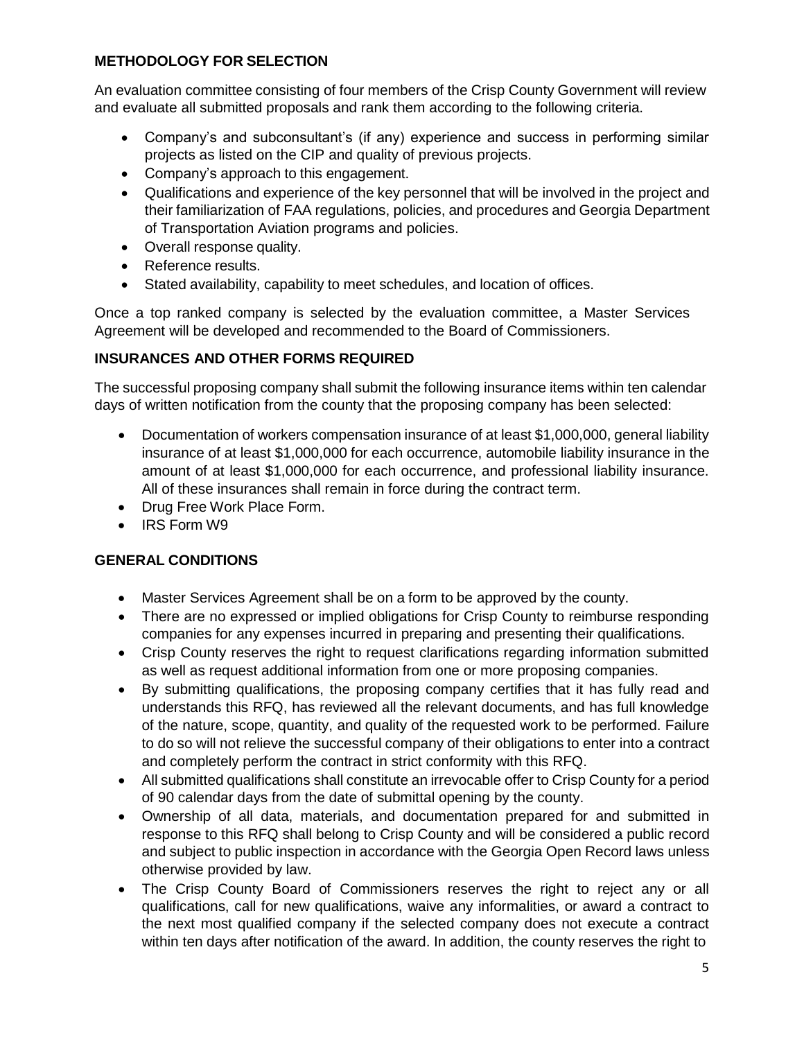## METHODOLOGY FOR SELECTION

An evaluation committee consisting of four members of the Crisp County Government will review and evaluate all submitted proposals and rank them according to the following criteria.

- Company's and subconsultant's (if any) experience and success in performing similar projects as listed on the CIP and quality of previous projects.
- Company's approach to this engagement.
- Qualifications and experience of the key personnel that will be involved in the project and their familiarization of FAA regulations, policies, and procedures and Georgia Department of Transportation Aviation programs and policies.
- Overall response quality.
- Reference results.
- Stated availability, capability to meet schedules, and location of offices.

Once a top ranked company is selected by the evaluation committee, a Master Services Agreement will be developed and recommended to the Board of Commissioners.

## INSURANCES AND OTHER FORMS REQUIRED

The successful proposing company shall submit the following insurance items within ten calendar days of written notification from the county that the proposing company has been selected:

- Documentation of workers compensation insurance of at least $1,000,000, general liability insurance of at least $1,000,000 for each occurrence, automobile liability insurance in the amount of at least $1,000,000 for each occurrence, and professional liability insurance. All of these insurances shall remain in force during the contract term.
- Drug Free Work Place Form.
- IRS Form W9

## GENERAL CONDITIONS

- Master Services Agreement shall be on a form to be approved by the county.
- There are no expressed or implied obligations for Crisp County to reimburse responding companies for any expenses incurred in preparing and presenting their qualifications.
- Crisp County reserves the right to request clarifications regarding information submitted as well as request additional information from one or more proposing companies.
- By submitting qualifications, the proposing company certifies that it has fully read and understands this RFQ, has reviewed all the relevant documents, and has full knowledge of the nature, scope, quantity, and quality of the requested work to be performed. Failure to do so will not relieve the successful company of their obligations to enter into a contract and completely perform the contract in strict conformity with this RFQ.
- All submitted qualifications shall constitute an irrevocable offer to Crisp County for a period of 90 calendar days from the date of submittal opening by the county.
- Ownership of all data, materials, and documentation prepared for and submitted in response to this RFQ shall belong to Crisp County and will be considered a public record and subject to public inspection in accordance with the Georgia Open Record laws unless otherwise provided by law.
- The Crisp County Board of Commissioners reserves the right to reject any or all qualifications, call for new qualifications, waive any informalities, or award a contract to the next most qualified company if the selected company does not execute a contract within ten days after notification of the award. In addition, the county reserves the right to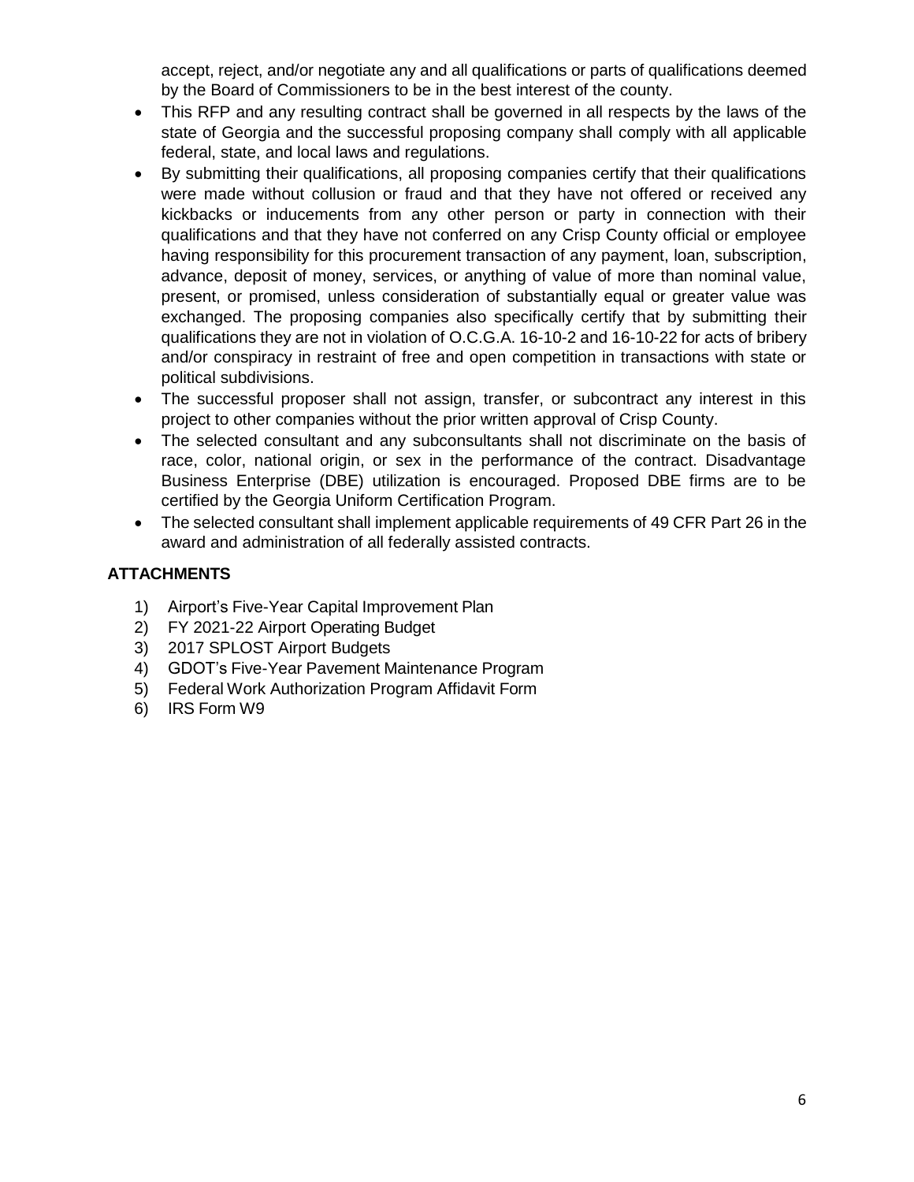accept, reject, and/or negotiate any and all qualifications or parts of qualifications deemed by the Board of Commissioners to be in the best interest of the county.

- This RFP and any resulting contract shall be governed in all respects by the laws of the state of Georgia and the successful proposing company shall comply with all applicable federal, state, and local laws and regulations.
- By submitting their qualifications, all proposing companies certify that their qualifications were made without collusion or fraud and that they have not offered or received any kickbacks or inducements from any other person or party in connection with their qualifications and that they have not conferred on any Crisp County official or employee having responsibility for this procurement transaction of any payment, loan, subscription, advance, deposit of money, services, or anything of value of more than nominal value, present, or promised, unless consideration of substantially equal or greater value was exchanged. The proposing companies also specifically certify that by submitting their qualifications they are not in violation of O.C.G.A. 16-10-2 and 16-10-22 for acts of bribery and/or conspiracy in restraint of free and open competition in transactions with state or political subdivisions.
- The successful proposer shall not assign, transfer, or subcontract any interest in this project to other companies without the prior written approval of Crisp County.
- The selected consultant and any subconsultants shall not discriminate on the basis of race, color, national origin, or sex in the performance of the contract. Disadvantage Business Enterprise (DBE) utilization is encouraged. Proposed DBE firms are to be certified by the Georgia Uniform Certification Program.
- The selected consultant shall implement applicable requirements of 49 CFR Part 26 in the award and administration of all federally assisted contracts.

## ATTACHMENTS

1) Airport's Five-Year Capital Improvement Plan
2) FY 2021-22 Airport Operating Budget
3) 2017 SPLOST Airport Budgets
4) GDOT's Five-Year Pavement Maintenance Program
5) Federal Work Authorization Program Affidavit Form
6) IRS Form W9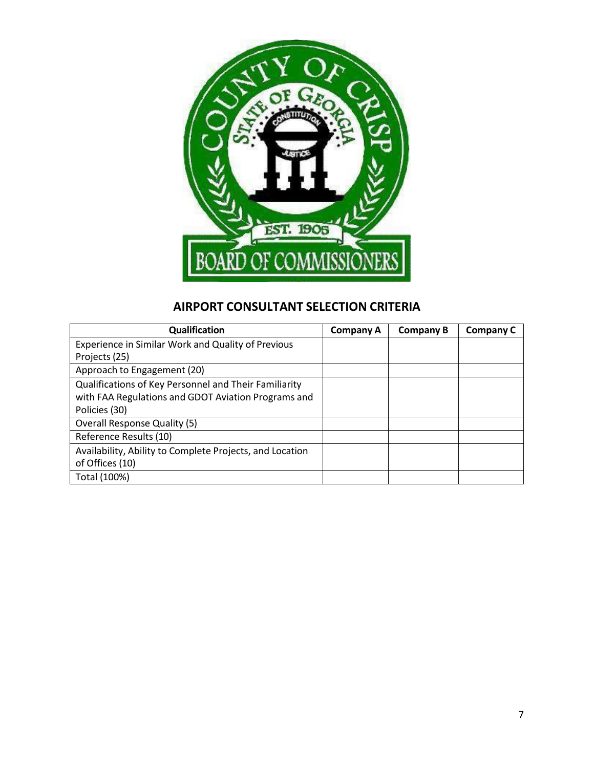## AIRPORT CONSULTANT SELECTION CRITERIA

| Qualification | Company A | Company B | Company C |
|---|---|---|---|
| Experience in Similar Work and Quality of Previous Projects (25) | | | |
| Approach to Engagement (20) | | | |
| Qualifications of Key Personnel and Their Familiarity with FAA Regulations and GDOT Aviation Programs and Policies (30) | | | |
| Overall Response Quality (5) | | | |
| Reference Results (10) | | | |
| Availability, Ability to Complete Projects, and Location of Offices (10) | | | |
| Total (100%) | | | |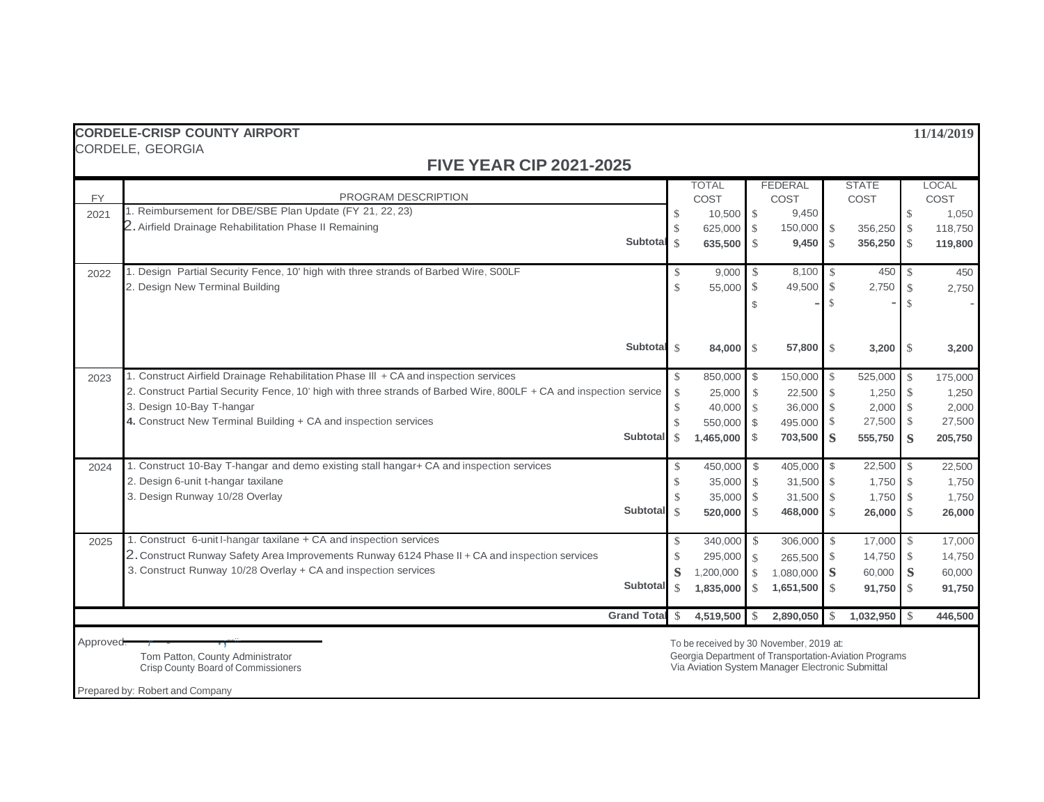**CORDELE-CRISP COUNTY AIRPORT** **11/14/2019**

CORDELE, GEORGIA

## FIVE YEAR CIP 2021-2025

| FY | PROGRAM DESCRIPTION | TOTAL COST | FEDERAL COST | STATE COST | LOCAL COST |
|---|---|---|---|---|---|
| 2021 | 1. Reimbursement for DBE/SBE Plan Update (FY 21, 22, 23) | $ 10,500 | $ 9,450 | | $ 1,050 |
| | 2. Airfield Drainage Rehabilitation Phase II Remaining | $ 625,000 | $ 150,000 | $ 356,250 | $ 118,750 |
| | **Subtotal** | $ **635,500** | $ **9,450** | $ **356,250** | $ **119,800** |
| 2022 | 1. Design Partial Security Fence, 10' high with three strands of Barbed Wire, S00LF | $ 9,000 | $ 8,100 | $ 450 | $ 450 |
| | 2. Design New Terminal Building | $ 55,000 | $ 49,500 | $ 2,750 | $ 2,750 |
| | | | $ - | $ - | $ - |
| | **Subtotal** | $ **84,000** | $ **57,800** | $ **3,200** | $ **3,200** |
| 2023 | 1. Construct Airfield Drainage Rehabilitation Phase Ill + CA and inspection services | $ 850,000 | $ 150,000 | $ 525,000 | $ 175,000 |
| | 2. Construct Partial Security Fence, 10' high with three strands of Barbed Wire, 800LF + CA and inspection service | $ 25,000 | $ 22,500 | $ 1,250 | $ 1,250 |
| | 3. Design 10-Bay T-hangar | $ 40,000 | $ 36,000 | $ 2,000 | $ 2,000 |
| | **4.** Construct New Terminal Building + CA and inspection services | $ 550,000 | $ 495.000 | $ 27,500 | $ 27,500 |
| | **Subtotal** | $ **1,465,000** | $ **703,500** | **S 555,750** | **S 205,750** |
| 2024 | 1. Construct 10-Bay T-hangar and demo existing stall hangar+ CA and inspection services | $ 450,000 | $ 405,000 | $ 22,500 | $ 22,500 |
| | 2. Design 6-unit t-hangar taxilane | $ 35,000 | $ 31,500 | $ 1,750 | $ 1,750 |
| | 3. Design Runway 10/28 Overlay | $ 35,000 | $ 31,500 | $ 1,750 | $ 1,750 |
| | **Subtotal** | $ **520,000** | $ **468,000** | $ **26,000** | $ **26,000** |
| 2025 | 1. Construct 6-unit I-hangar taxilane + CA and inspection services | $ 340,000 | $ 306,000 | $ 17,000 | $ 17,000 |
| | 2. Construct Runway Safety Area Improvements Runway 6124 Phase II + CA and inspection services | $ 295,000 | $ 265,500 | $ 14,750 | $ 14,750 |
| | 3. Construct Runway 10/28 Overlay + CA and inspection services | S 1,200,000 | $ 1,080,000 | S 60,000 | S 60,000 |
| | **Subtotal** | $ **1,835,000** | $ **1,651,500** | $ **91,750** | $ **91,750** |
| | **Grand Total** | $ **4,519,500** | $ **2,890,050** | $ **1,032,950** | $ **446,500** |

Approved:

Tom Patton, County Administrator
Crisp County Board of Commissioners

To be received by 30 November, 2019 at:
Georgia Department of Transportation-Aviation Programs
Via Aviation System Manager Electronic Submittal

Prepared by: Robert and Company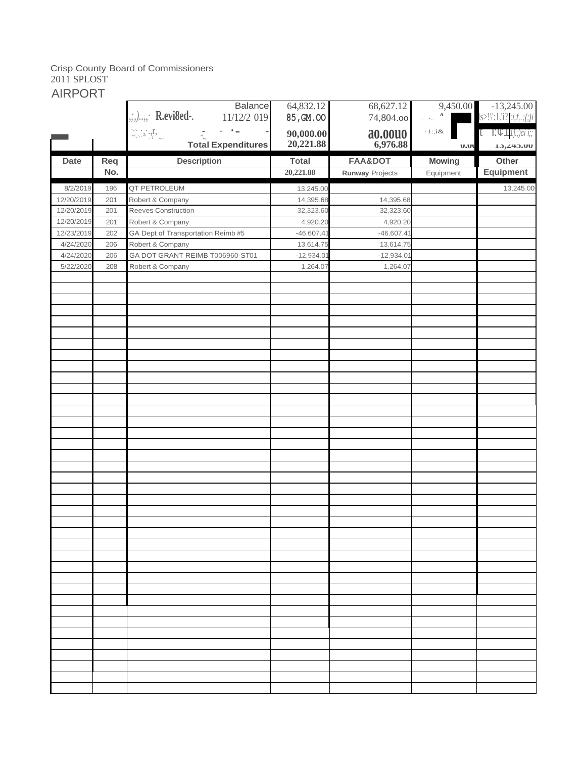Crisp County Board of Commissioners
2011 SPLOST
AIRPORT

| | | | Total | FAA&DOT | Mowing | Other |
|---|---|---|---|---|---|---|
| | | Balance | 64,832.12 | 68,627.12 | 9,450.00 | -13,245.00 |
| | | R.evi8ed-. 11/12/2 019 | 85,GM.OO | 74,804.oo | | |
| | | | 90,000.00 | a0.00u0 | | |
| | | Total Expenditures | 20,221.88 | 6,976.88 | 0.00 | 13,245.00 |
| **Date** | **Req No.** | **Description** | **Total** | **FAA&DOT Runway Projects** | **Mowing Equipment** | **Other Equipment** |
| | | | 20,221.88 | | | |
| 8/2/2019 | 196 | QT PETROLEUM | 13,245.00 | | | 13,245.00 |
| 12/20/2019 | 201 | Robert & Company | 14,395.68 | 14,395.68 | | |
| 12/20/2019 | 201 | Reeves Construction | 32,323.60 | 32,323.60 | | |
| 12/20/2019 | 201 | Robert & Company | 4,920.20 | 4,920.20 | | |
| 12/23/2019 | 202 | GA Dept of Transportation Reimb #5 | -46,607.41 | -46,607.41 | | |
| 4/24/2020 | 206 | Robert & Company | 13,614.75 | 13,614.75 | | |
| 4/24/2020 | 206 | GA DOT GRANT REIMB T006960-ST01 | -12,934.01 | -12,934.01 | | |
| 5/22/2020 | 208 | Robert & Company | 1,264.07 | 1,264.07 | | |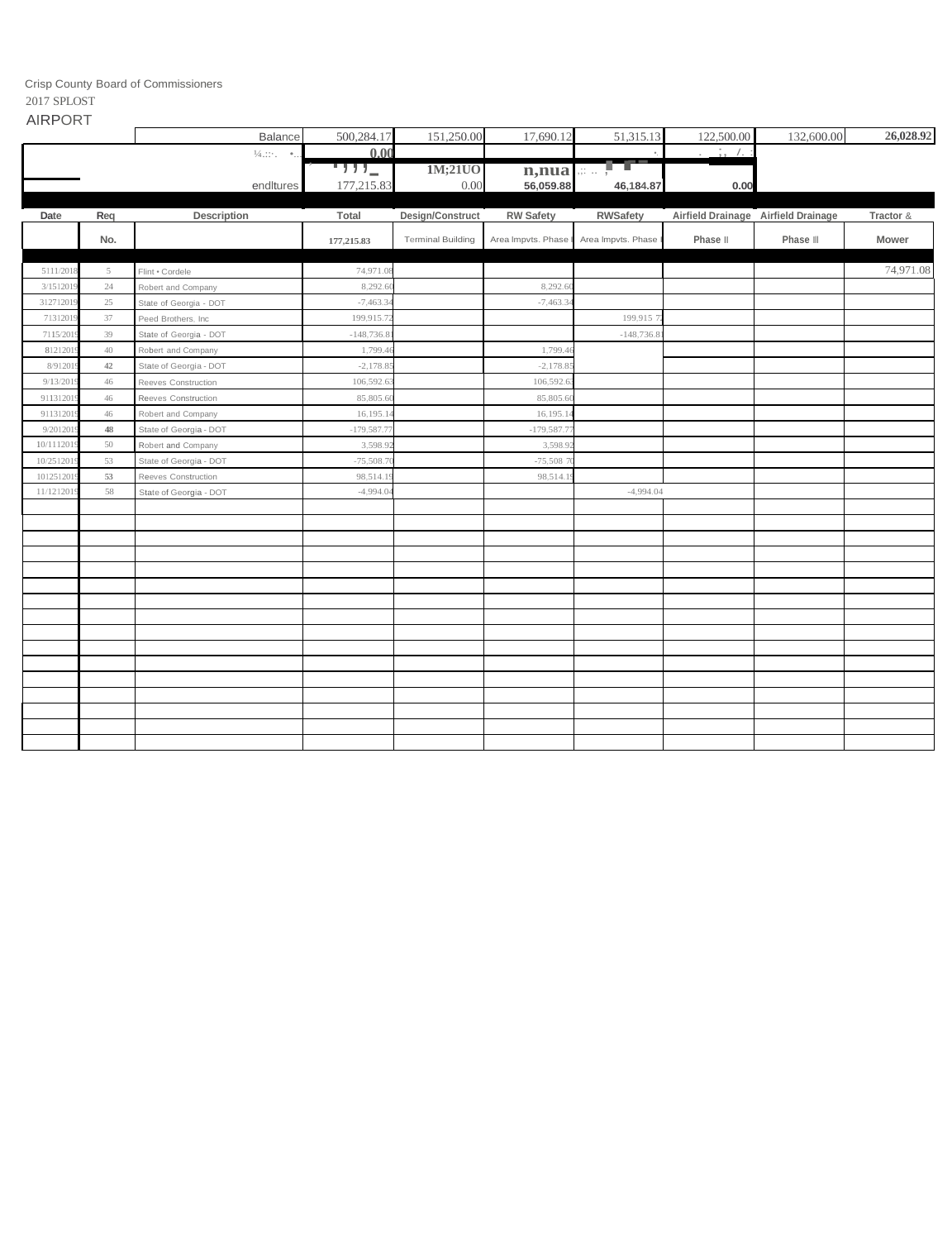Crisp County Board of Commissioners
2017 SPLOST
AIRPORT

| | | | Total | Design/Construct | RW Safety | RWSafety | Airfield Drainage | Airfield Drainage | Tractor & |
|---|---|---|---|---|---|---|---|---|---|
| | | Balance | 500,284.17 | 151,250.00 | 17,690.12 | 51,315.13 | 122,500.00 | 132,600.00 | 26,028.92 |
| | | ¼.:::. •.. | 0.00 | | | . | . ; , /. : | | |
| | | | ' , , , _ | 1M;21UO | n,nua | .:: .. , | | | |
| | | endltures | 177,215.83 | 0.00 | 56,059.88 | 46,184.87 | 0.00 | | |
| **Date** | **Req No.** | **Description** | **Total** | **Design/Construct** | **RW Safety** | **RWSafety** | **Airfield Drainage** | **Airfield Drainage** | **Tractor &** |
| | | | 177,215.83 | Terminal Building | Area Impvts. Phase I | Area Impvts. Phase I | Phase II | Phase III | Mower |
| 5111/2018 | 5 | Flint • Cordele | 74,971.08 | | | | | | 74,971.08 |
| 3/1512019 | 24 | Robert and Company | 8,292.60 | | 8,292.60 | | | | |
| 312712019 | 25 | State of Georgia - DOT | -7,463.34 | | -7,463.34 | | | | |
| 71312019 | 37 | Peed Brothers, Inc | 199,915.72 | | | 199,915 72 | | | |
| 7115/2019 | 39 | State of Georgia - DOT | -148,736.81 | | | -148,736.81 | | | |
| 81212019 | 40 | Robert and Company | 1,799.46 | | 1,799.46 | | | | |
| 8/912019 | 42 | State of Georgia - DOT | -2,178.85 | | -2,178.85 | | | | |
| 9/13/2019 | 46 | Reeves Construction | 106,592.63 | | 106,592.63 | | | | |
| 911312019 | 46 | Reeves Construction | 85,805.60 | | 85,805.60 | | | | |
| 911312019 | 46 | Robert and Company | 16,195.14 | | 16,195.14 | | | | |
| 9/2012019 | 48 | State of Georgia - DOT | -179,587.77 | | -179,587.77 | | | | |
| 10/1112019 | 50 | Robert and Company | 3,598.92 | | 3,598.92 | | | | |
| 10/2512019 | 53 | State of Georgia - DOT | -75,508.70 | | -75,508 70 | | | | |
| 1012512019 | 53 | Reeves Construction | 98,514.19 | | 98,514.19 | | | | |
| 11/1212019 | 58 | State of Georgia - DOT | -4,994.04 | | | -4,994.04 | | | |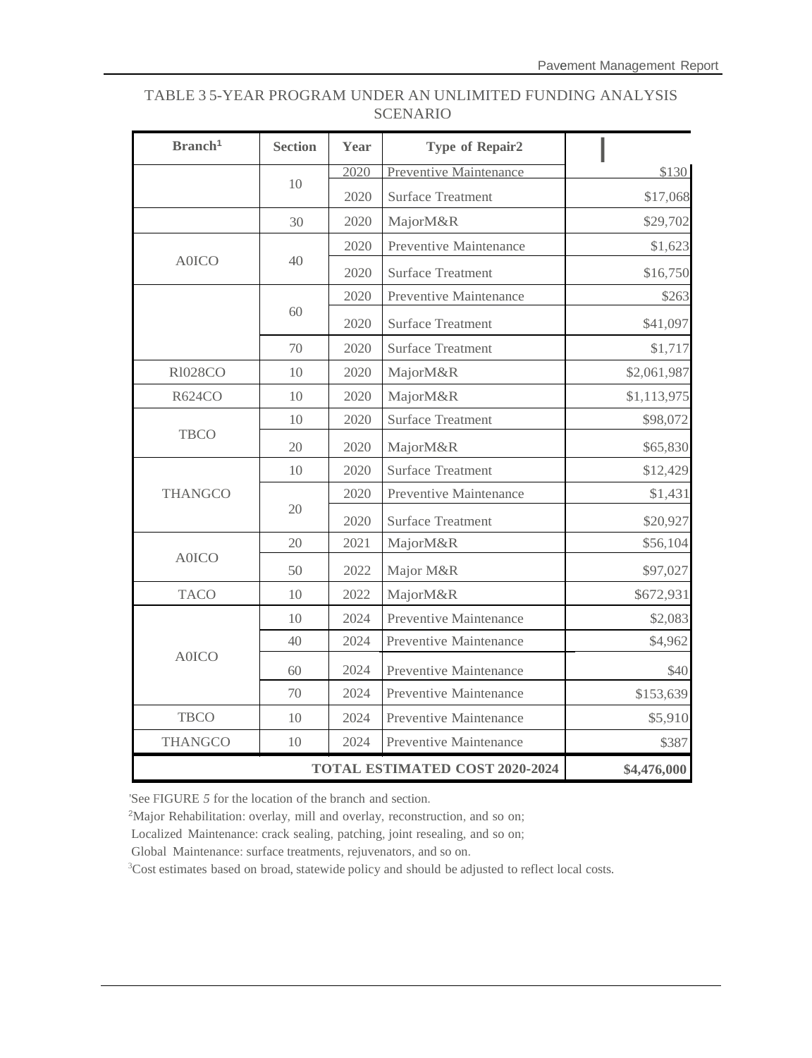TABLE 3 5-YEAR PROGRAM UNDER AN UNLIMITED FUNDING ANALYSIS SCENARIO

| Branch[1] | Section | Year | Type of Repair2 | |
|---|---|---|---|---|
| | 10 | 2020 | Preventive Maintenance | $130 |
| | | 2020 | Surface Treatment | $17,068 |
| | 30 | 2020 | MajorM&R | $29,702 |
| A0ICO | 40 | 2020 | Preventive Maintenance | $1,623 |
| | | 2020 | Surface Treatment | $16,750 |
| | 60 | 2020 | Preventive Maintenance | $263 |
| | | 2020 | Surface Treatment | $41,097 |
| | 70 | 2020 | Surface Treatment | $1,717 |
| Rl028CO | 10 | 2020 | MajorM&R | $2,061,987 |
| R624CO | 10 | 2020 | MajorM&R | $1,113,975 |
| TBCO | 10 | 2020 | Surface Treatment | $98,072 |
| | 20 | 2020 | MajorM&R | $65,830 |
| THANGCO | 10 | 2020 | Surface Treatment | $12,429 |
| | 20 | 2020 | Preventive Maintenance | $1,431 |
| | | 2020 | Surface Treatment | $20,927 |
| A0ICO | 20 | 2021 | MajorM&R | $56,104 |
| | 50 | 2022 | Major M&R | $97,027 |
| TACO | 10 | 2022 | MajorM&R | $672,931 |
| A0ICO | 10 | 2024 | Preventive Maintenance | $2,083 |
| | 40 | 2024 | Preventive Maintenance | $4,962 |
| | 60 | 2024 | Preventive Maintenance | $40 |
| | 70 | 2024 | Preventive Maintenance | $153,639 |
| TBCO | 10 | 2024 | Preventive Maintenance | $5,910 |
| THANGCO | 10 | 2024 | Preventive Maintenance | $387 |
| **TOTAL ESTIMATED COST 2020-2024** | | | | **$4,476,000** |

'See FIGURE *5* for the location of the branch and section.

[2]Major Rehabilitation: overlay, mill and overlay, reconstruction, and so on;
Localized Maintenance: crack sealing, patching, joint resealing, and so on;
Global Maintenance: surface treatments, rejuvenators, and so on.

[3]Cost estimates based on broad, statewide policy and should be adjusted to reflect local costs.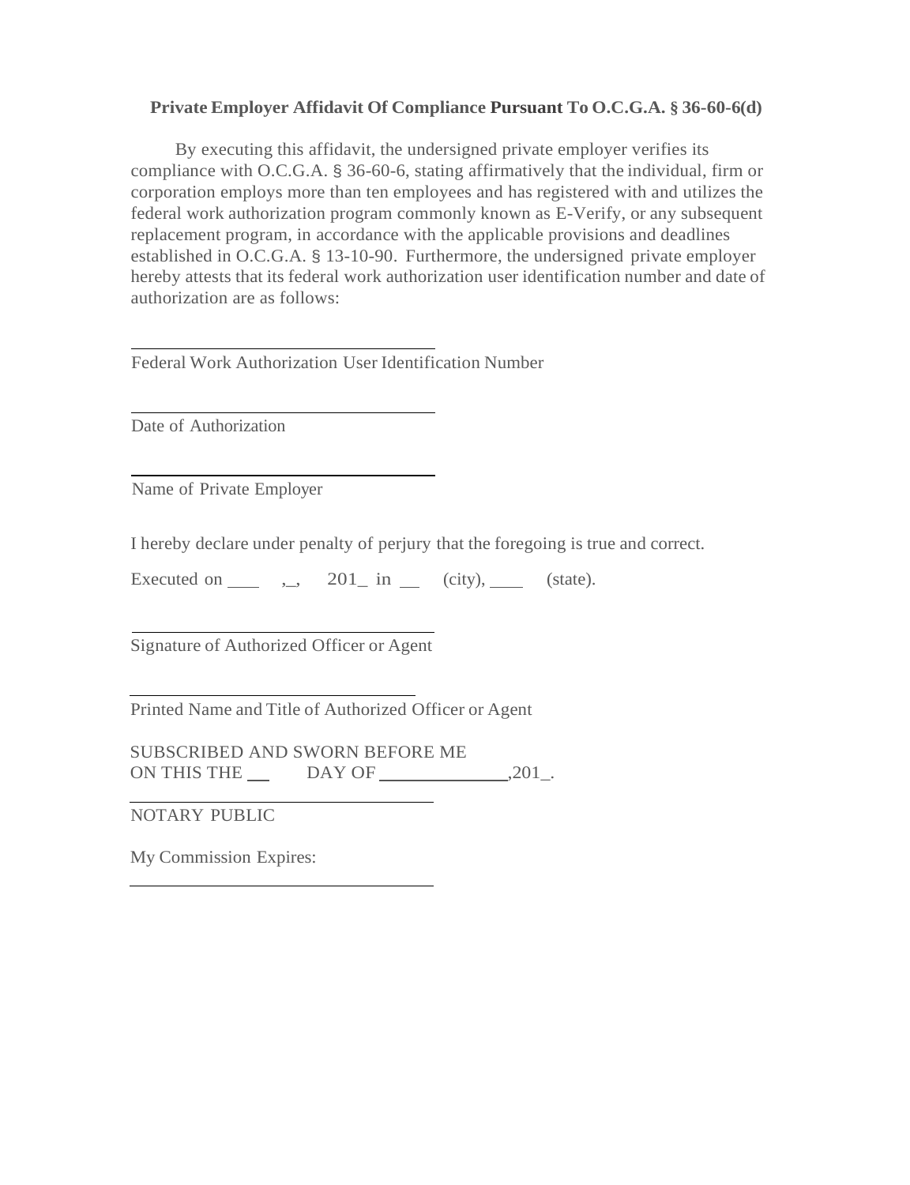**Private Employer Affidavit Of Compliance Pursuant To O.C.G.A. § 36-60-6(d)**

By executing this affidavit, the undersigned private employer verifies its compliance with O.C.G.A. § 36-60-6, stating affirmatively that the individual, firm or corporation employs more than ten employees and has registered with and utilizes the federal work authorization program commonly known as E-Verify, or any subsequent replacement program, in accordance with the applicable provisions and deadlines established in O.C.G.A. § 13-10-90. Furthermore, the undersigned private employer hereby attests that its federal work authorization user identification number and date of authorization are as follows:

\_\_\_\_\_\_\_\_\_\_\_\_\_\_\_\_\_\_\_\_\_\_\_\_\_\_\_\_\_\_\_\_\_\_\_
Federal Work Authorization User Identification Number

\_\_\_\_\_\_\_\_\_\_\_\_\_\_\_\_\_\_\_\_\_\_\_\_\_\_\_\_\_\_\_\_\_\_\_
Date of Authorization

\_\_\_\_\_\_\_\_\_\_\_\_\_\_\_\_\_\_\_\_\_\_\_\_\_\_\_\_\_\_\_\_\_\_\_
Name of Private Employer

I hereby declare under penalty of perjury that the foregoing is true and correct.

Executed on \_\_\_\_ ,\_, 201\_ in \_\_ (city), \_\_\_\_ (state).

\_\_\_\_\_\_\_\_\_\_\_\_\_\_\_\_\_\_\_\_\_\_\_\_\_\_\_\_\_\_\_\_\_\_\_
Signature of Authorized Officer or Agent

\_\_\_\_\_\_\_\_\_\_\_\_\_\_\_\_\_\_\_\_\_\_\_\_\_\_\_\_\_\_\_\_\_\_\_
Printed Name and Title of Authorized Officer or Agent

SUBSCRIBED AND SWORN BEFORE ME
ON THIS THE \_\_ DAY OF \_\_\_\_\_\_\_\_\_\_\_\_\_\_,201\_.

\_\_\_\_\_\_\_\_\_\_\_\_\_\_\_\_\_\_\_\_\_\_\_\_\_\_\_\_\_\_\_\_\_\_\_
NOTARY PUBLIC

My Commission Expires:

\_\_\_\_\_\_\_\_\_\_\_\_\_\_\_\_\_\_\_\_\_\_\_\_\_\_\_\_\_\_\_\_\_\_\_